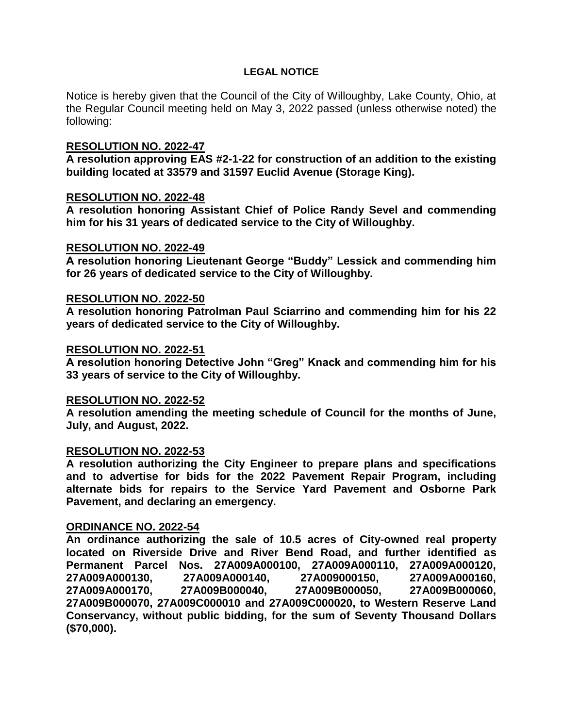# LEGAL NOTICE

Notice is hereby given that the Council of the City of Willoughby, Lake County, Ohio, at the Regular Council meeting held on May 3, 2022 passed (unless otherwise noted) the following:

**RESOLUTION NO. 2022-47**

**A resolution approving EAS #2-1-22 for construction of an addition to the existing building located at 33579 and 31597 Euclid Avenue (Storage King).**

**RESOLUTION NO. 2022-48**

**A resolution honoring Assistant Chief of Police Randy Sevel and commending him for his 31 years of dedicated service to the City of Willoughby.**

**RESOLUTION NO. 2022-49**

**A resolution honoring Lieutenant George "Buddy" Lessick and commending him for 26 years of dedicated service to the City of Willoughby.**

**RESOLUTION NO. 2022-50**

**A resolution honoring Patrolman Paul Sciarrino and commending him for his 22 years of dedicated service to the City of Willoughby.**

**RESOLUTION NO. 2022-51**

**A resolution honoring Detective John "Greg" Knack and commending him for his 33 years of service to the City of Willoughby.**

**RESOLUTION NO. 2022-52**

**A resolution amending the meeting schedule of Council for the months of June, July, and August, 2022.**

**RESOLUTION NO. 2022-53**

**A resolution authorizing the City Engineer to prepare plans and specifications and to advertise for bids for the 2022 Pavement Repair Program, including alternate bids for repairs to the Service Yard Pavement and Osborne Park Pavement, and declaring an emergency.**

**ORDINANCE NO. 2022-54**

**An ordinance authorizing the sale of 10.5 acres of City-owned real property located on Riverside Drive and River Bend Road, and further identified as Permanent Parcel Nos. 27A009A000100, 27A009A000110, 27A009A000120, 27A009A000130, 27A009A000140, 27A009000150, 27A009A000160, 27A009A000170, 27A009B000040, 27A009B000050, 27A009B000060, 27A009B000070, 27A009C000010 and 27A009C000020, to Western Reserve Land Conservancy, without public bidding, for the sum of Seventy Thousand Dollars ($70,000).**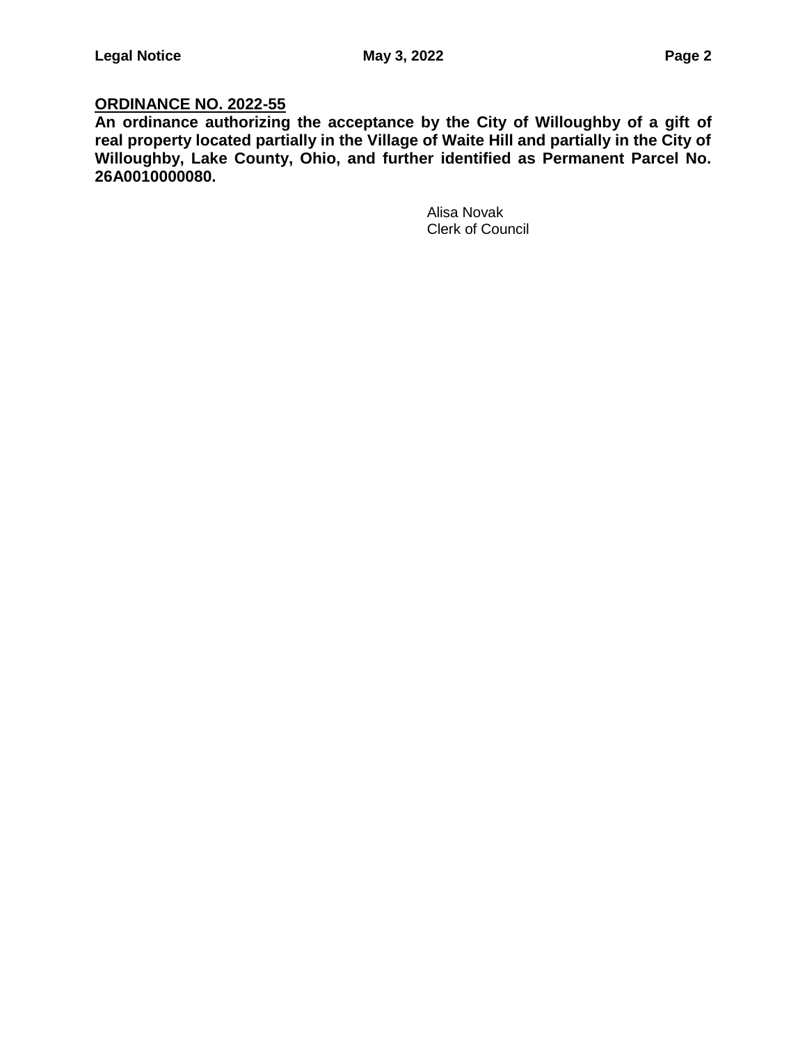**<u>ORDINANCE NO. 2022-55</u>**

**An ordinance authorizing the acceptance by the City of Willoughby of a gift of real property located partially in the Village of Waite Hill and partially in the City of Willoughby, Lake County, Ohio, and further identified as Permanent Parcel No. 26A0010000080.**

Alisa Novak
Clerk of Council